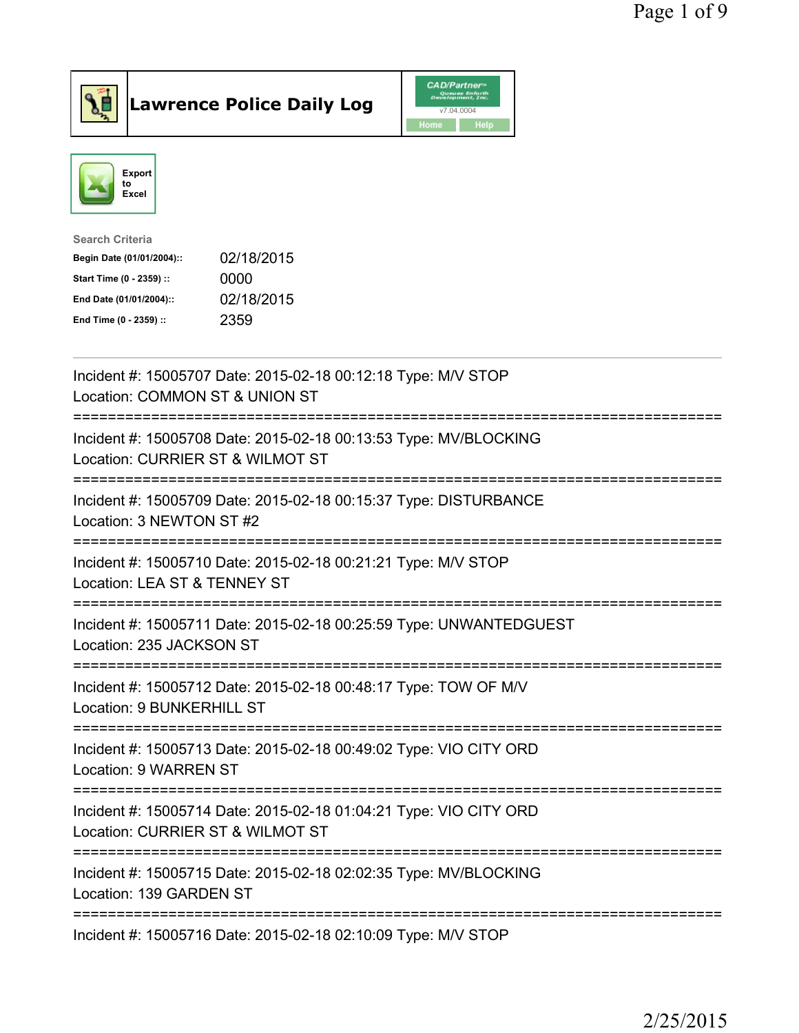# Lawrence Police Daily Log

Export to Excel

**Search Criteria**

| | |
|---|---|
| Begin Date (01/01/2004):: | 02/18/2015 |
| Start Time (0 - 2359) :: | 0000 |
| End Date (01/01/2004):: | 02/18/2015 |
| End Time (0 - 2359) :: | 2359 |

---

Incident #: 15005707 Date: 2015-02-18 00:12:18 Type: M/V STOP
Location: COMMON ST & UNION ST

===========================================================================

Incident #: 15005708 Date: 2015-02-18 00:13:53 Type: MV/BLOCKING
Location: CURRIER ST & WILMOT ST

===========================================================================

Incident #: 15005709 Date: 2015-02-18 00:15:37 Type: DISTURBANCE
Location: 3 NEWTON ST #2

===========================================================================

Incident #: 15005710 Date: 2015-02-18 00:21:21 Type: M/V STOP
Location: LEA ST & TENNEY ST

===========================================================================

Incident #: 15005711 Date: 2015-02-18 00:25:59 Type: UNWANTEDGUEST
Location: 235 JACKSON ST

===========================================================================

Incident #: 15005712 Date: 2015-02-18 00:48:17 Type: TOW OF M/V
Location: 9 BUNKERHILL ST

===========================================================================

Incident #: 15005713 Date: 2015-02-18 00:49:02 Type: VIO CITY ORD
Location: 9 WARREN ST

===========================================================================

Incident #: 15005714 Date: 2015-02-18 01:04:21 Type: VIO CITY ORD
Location: CURRIER ST & WILMOT ST

===========================================================================

Incident #: 15005715 Date: 2015-02-18 02:02:35 Type: MV/BLOCKING
Location: 139 GARDEN ST

===========================================================================

Incident #: 15005716 Date: 2015-02-18 02:10:09 Type: M/V STOP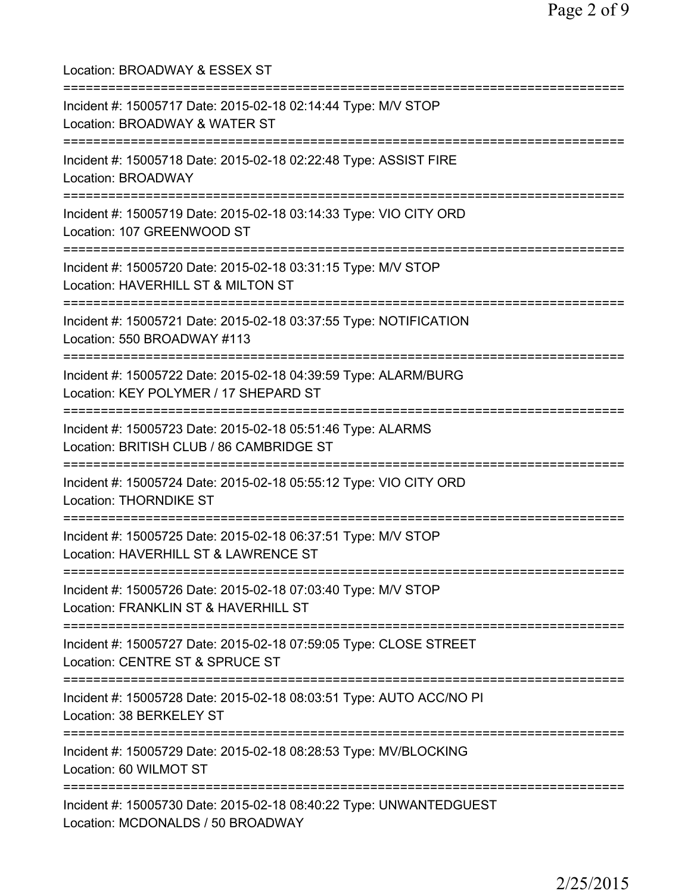Location: BROADWAY & ESSEX ST

===========================================================================

Incident #: 15005717 Date: 2015-02-18 02:14:44 Type: M/V STOP
Location: BROADWAY & WATER ST

===========================================================================

Incident #: 15005718 Date: 2015-02-18 02:22:48 Type: ASSIST FIRE
Location: BROADWAY

===========================================================================

Incident #: 15005719 Date: 2015-02-18 03:14:33 Type: VIO CITY ORD
Location: 107 GREENWOOD ST

===========================================================================

Incident #: 15005720 Date: 2015-02-18 03:31:15 Type: M/V STOP
Location: HAVERHILL ST & MILTON ST

===========================================================================

Incident #: 15005721 Date: 2015-02-18 03:37:55 Type: NOTIFICATION
Location: 550 BROADWAY #113

===========================================================================

Incident #: 15005722 Date: 2015-02-18 04:39:59 Type: ALARM/BURG
Location: KEY POLYMER / 17 SHEPARD ST

===========================================================================

Incident #: 15005723 Date: 2015-02-18 05:51:46 Type: ALARMS
Location: BRITISH CLUB / 86 CAMBRIDGE ST

===========================================================================

Incident #: 15005724 Date: 2015-02-18 05:55:12 Type: VIO CITY ORD
Location: THORNDIKE ST

===========================================================================

Incident #: 15005725 Date: 2015-02-18 06:37:51 Type: M/V STOP
Location: HAVERHILL ST & LAWRENCE ST

===========================================================================

Incident #: 15005726 Date: 2015-02-18 07:03:40 Type: M/V STOP
Location: FRANKLIN ST & HAVERHILL ST

===========================================================================

Incident #: 15005727 Date: 2015-02-18 07:59:05 Type: CLOSE STREET
Location: CENTRE ST & SPRUCE ST

===========================================================================

Incident #: 15005728 Date: 2015-02-18 08:03:51 Type: AUTO ACC/NO PI
Location: 38 BERKELEY ST

===========================================================================

Incident #: 15005729 Date: 2015-02-18 08:28:53 Type: MV/BLOCKING
Location: 60 WILMOT ST

===========================================================================

Incident #: 15005730 Date: 2015-02-18 08:40:22 Type: UNWANTEDGUEST
Location: MCDONALDS / 50 BROADWAY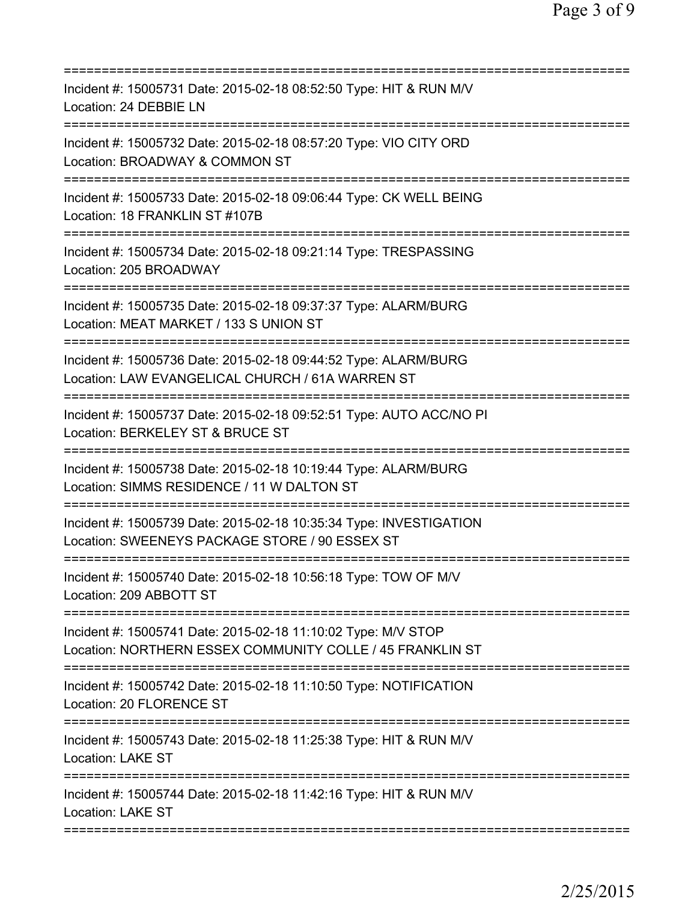===========================================================================
Incident #: 15005731 Date: 2015-02-18 08:52:50 Type: HIT & RUN M/V
Location: 24 DEBBIE LN
===========================================================================
Incident #: 15005732 Date: 2015-02-18 08:57:20 Type: VIO CITY ORD
Location: BROADWAY & COMMON ST
===========================================================================
Incident #: 15005733 Date: 2015-02-18 09:06:44 Type: CK WELL BEING
Location: 18 FRANKLIN ST #107B
===========================================================================
Incident #: 15005734 Date: 2015-02-18 09:21:14 Type: TRESPASSING
Location: 205 BROADWAY
===========================================================================
Incident #: 15005735 Date: 2015-02-18 09:37:37 Type: ALARM/BURG
Location: MEAT MARKET / 133 S UNION ST
===========================================================================
Incident #: 15005736 Date: 2015-02-18 09:44:52 Type: ALARM/BURG
Location: LAW EVANGELICAL CHURCH / 61A WARREN ST
===========================================================================
Incident #: 15005737 Date: 2015-02-18 09:52:51 Type: AUTO ACC/NO PI
Location: BERKELEY ST & BRUCE ST
===========================================================================
Incident #: 15005738 Date: 2015-02-18 10:19:44 Type: ALARM/BURG
Location: SIMMS RESIDENCE / 11 W DALTON ST
===========================================================================
Incident #: 15005739 Date: 2015-02-18 10:35:34 Type: INVESTIGATION
Location: SWEENEYS PACKAGE STORE / 90 ESSEX ST
===========================================================================
Incident #: 15005740 Date: 2015-02-18 10:56:18 Type: TOW OF M/V
Location: 209 ABBOTT ST
===========================================================================
Incident #: 15005741 Date: 2015-02-18 11:10:02 Type: M/V STOP
Location: NORTHERN ESSEX COMMUNITY COLLE / 45 FRANKLIN ST
===========================================================================
Incident #: 15005742 Date: 2015-02-18 11:10:50 Type: NOTIFICATION
Location: 20 FLORENCE ST
===========================================================================
Incident #: 15005743 Date: 2015-02-18 11:25:38 Type: HIT & RUN M/V
Location: LAKE ST
===========================================================================
Incident #: 15005744 Date: 2015-02-18 11:42:16 Type: HIT & RUN M/V
Location: LAKE ST
===========================================================================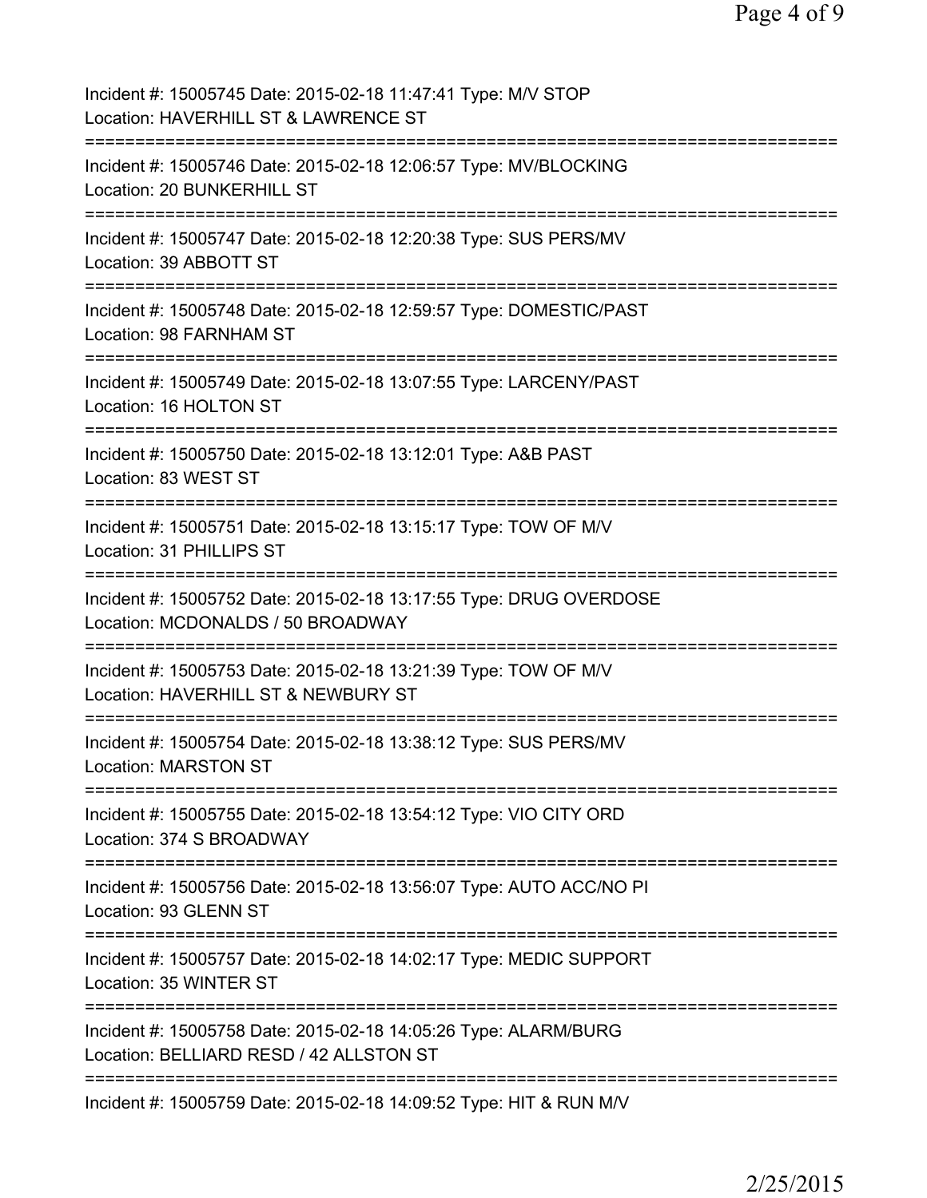Incident #: 15005745 Date: 2015-02-18 11:47:41 Type: M/V STOP
Location: HAVERHILL ST & LAWRENCE ST

===========================================================================

Incident #: 15005746 Date: 2015-02-18 12:06:57 Type: MV/BLOCKING
Location: 20 BUNKERHILL ST

===========================================================================

Incident #: 15005747 Date: 2015-02-18 12:20:38 Type: SUS PERS/MV
Location: 39 ABBOTT ST

===========================================================================

Incident #: 15005748 Date: 2015-02-18 12:59:57 Type: DOMESTIC/PAST
Location: 98 FARNHAM ST

===========================================================================

Incident #: 15005749 Date: 2015-02-18 13:07:55 Type: LARCENY/PAST
Location: 16 HOLTON ST

===========================================================================

Incident #: 15005750 Date: 2015-02-18 13:12:01 Type: A&B PAST
Location: 83 WEST ST

===========================================================================

Incident #: 15005751 Date: 2015-02-18 13:15:17 Type: TOW OF M/V
Location: 31 PHILLIPS ST

===========================================================================

Incident #: 15005752 Date: 2015-02-18 13:17:55 Type: DRUG OVERDOSE
Location: MCDONALDS / 50 BROADWAY

===========================================================================

Incident #: 15005753 Date: 2015-02-18 13:21:39 Type: TOW OF M/V
Location: HAVERHILL ST & NEWBURY ST

===========================================================================

Incident #: 15005754 Date: 2015-02-18 13:38:12 Type: SUS PERS/MV
Location: MARSTON ST

===========================================================================

Incident #: 15005755 Date: 2015-02-18 13:54:12 Type: VIO CITY ORD
Location: 374 S BROADWAY

===========================================================================

Incident #: 15005756 Date: 2015-02-18 13:56:07 Type: AUTO ACC/NO PI
Location: 93 GLENN ST

===========================================================================

Incident #: 15005757 Date: 2015-02-18 14:02:17 Type: MEDIC SUPPORT
Location: 35 WINTER ST

===========================================================================

Incident #: 15005758 Date: 2015-02-18 14:05:26 Type: ALARM/BURG
Location: BELLIARD RESD / 42 ALLSTON ST

===========================================================================

Incident #: 15005759 Date: 2015-02-18 14:09:52 Type: HIT & RUN M/V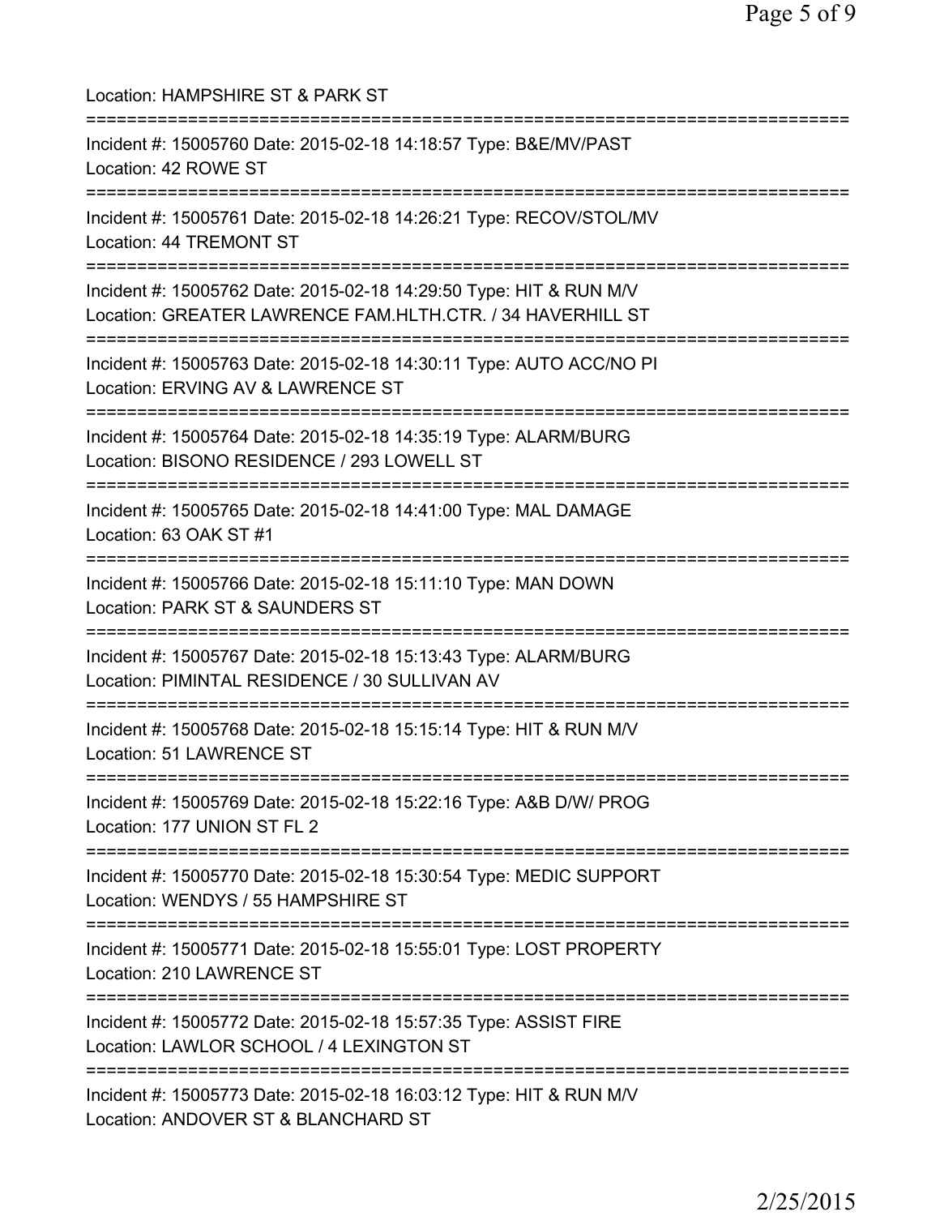Location: HAMPSHIRE ST & PARK ST

===========================================================================

Incident #: 15005760 Date: 2015-02-18 14:18:57 Type: B&E/MV/PAST
Location: 42 ROWE ST

===========================================================================

Incident #: 15005761 Date: 2015-02-18 14:26:21 Type: RECOV/STOL/MV
Location: 44 TREMONT ST

===========================================================================

Incident #: 15005762 Date: 2015-02-18 14:29:50 Type: HIT & RUN M/V
Location: GREATER LAWRENCE FAM.HLTH.CTR. / 34 HAVERHILL ST

===========================================================================

Incident #: 15005763 Date: 2015-02-18 14:30:11 Type: AUTO ACC/NO PI
Location: ERVING AV & LAWRENCE ST

===========================================================================

Incident #: 15005764 Date: 2015-02-18 14:35:19 Type: ALARM/BURG
Location: BISONO RESIDENCE / 293 LOWELL ST

===========================================================================

Incident #: 15005765 Date: 2015-02-18 14:41:00 Type: MAL DAMAGE
Location: 63 OAK ST #1

===========================================================================

Incident #: 15005766 Date: 2015-02-18 15:11:10 Type: MAN DOWN
Location: PARK ST & SAUNDERS ST

===========================================================================

Incident #: 15005767 Date: 2015-02-18 15:13:43 Type: ALARM/BURG
Location: PIMINTAL RESIDENCE / 30 SULLIVAN AV

===========================================================================

Incident #: 15005768 Date: 2015-02-18 15:15:14 Type: HIT & RUN M/V
Location: 51 LAWRENCE ST

===========================================================================

Incident #: 15005769 Date: 2015-02-18 15:22:16 Type: A&B D/W/ PROG
Location: 177 UNION ST FL 2

===========================================================================

Incident #: 15005770 Date: 2015-02-18 15:30:54 Type: MEDIC SUPPORT
Location: WENDYS / 55 HAMPSHIRE ST

===========================================================================

Incident #: 15005771 Date: 2015-02-18 15:55:01 Type: LOST PROPERTY
Location: 210 LAWRENCE ST

===========================================================================

Incident #: 15005772 Date: 2015-02-18 15:57:35 Type: ASSIST FIRE
Location: LAWLOR SCHOOL / 4 LEXINGTON ST

===========================================================================

Incident #: 15005773 Date: 2015-02-18 16:03:12 Type: HIT & RUN M/V
Location: ANDOVER ST & BLANCHARD ST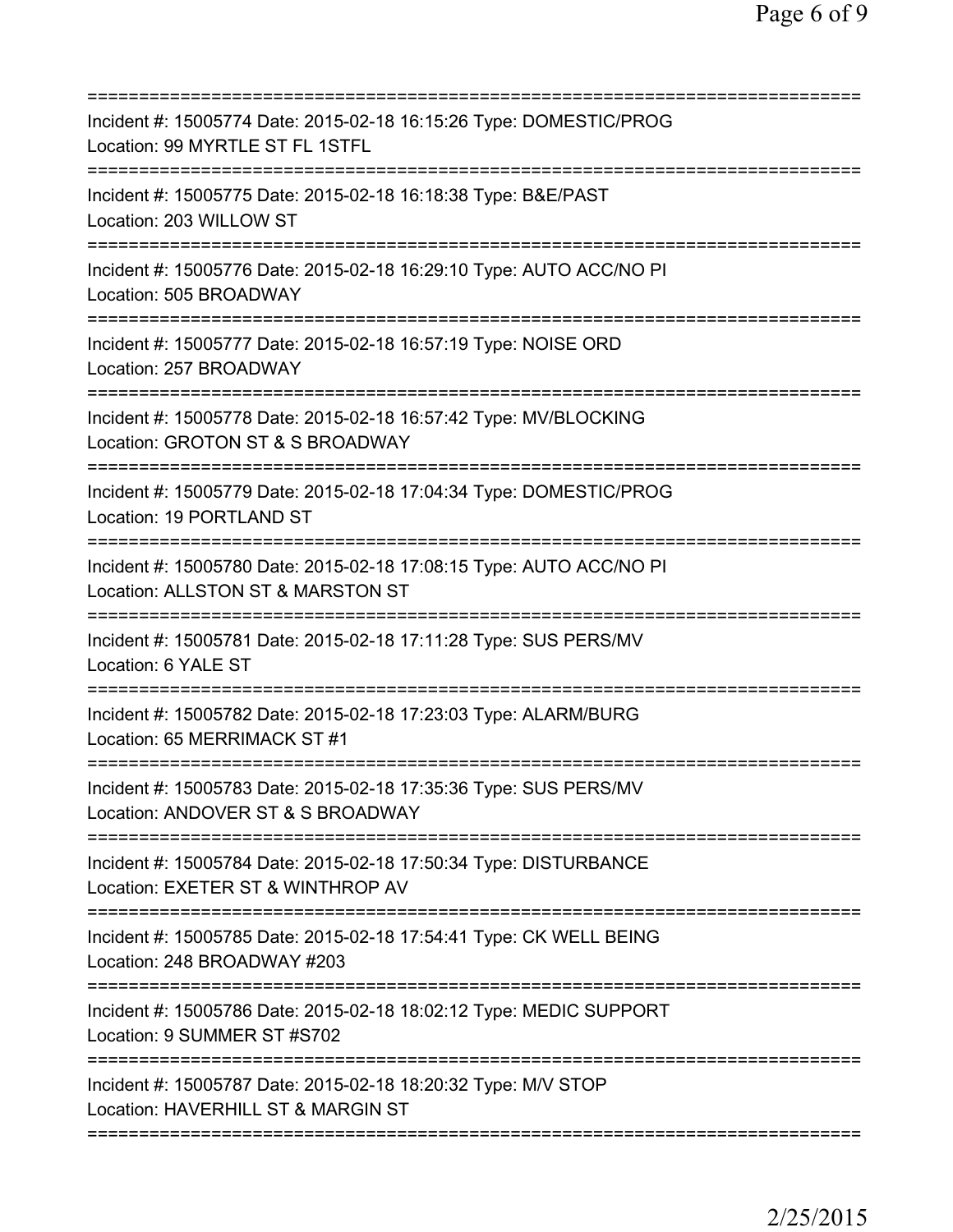Incident #: 15005774 Date: 2015-02-18 16:15:26 Type: DOMESTIC/PROG
Location: 99 MYRTLE ST FL 1STFL

Incident #: 15005775 Date: 2015-02-18 16:18:38 Type: B&E/PAST
Location: 203 WILLOW ST

Incident #: 15005776 Date: 2015-02-18 16:29:10 Type: AUTO ACC/NO PI
Location: 505 BROADWAY

Incident #: 15005777 Date: 2015-02-18 16:57:19 Type: NOISE ORD
Location: 257 BROADWAY

Incident #: 15005778 Date: 2015-02-18 16:57:42 Type: MV/BLOCKING
Location: GROTON ST & S BROADWAY

Incident #: 15005779 Date: 2015-02-18 17:04:34 Type: DOMESTIC/PROG
Location: 19 PORTLAND ST

Incident #: 15005780 Date: 2015-02-18 17:08:15 Type: AUTO ACC/NO PI
Location: ALLSTON ST & MARSTON ST

Incident #: 15005781 Date: 2015-02-18 17:11:28 Type: SUS PERS/MV
Location: 6 YALE ST

Incident #: 15005782 Date: 2015-02-18 17:23:03 Type: ALARM/BURG
Location: 65 MERRIMACK ST #1

Incident #: 15005783 Date: 2015-02-18 17:35:36 Type: SUS PERS/MV
Location: ANDOVER ST & S BROADWAY

Incident #: 15005784 Date: 2015-02-18 17:50:34 Type: DISTURBANCE
Location: EXETER ST & WINTHROP AV

Incident #: 15005785 Date: 2015-02-18 17:54:41 Type: CK WELL BEING
Location: 248 BROADWAY #203

Incident #: 15005786 Date: 2015-02-18 18:02:12 Type: MEDIC SUPPORT
Location: 9 SUMMER ST #S702

Incident #: 15005787 Date: 2015-02-18 18:20:32 Type: M/V STOP
Location: HAVERHILL ST & MARGIN ST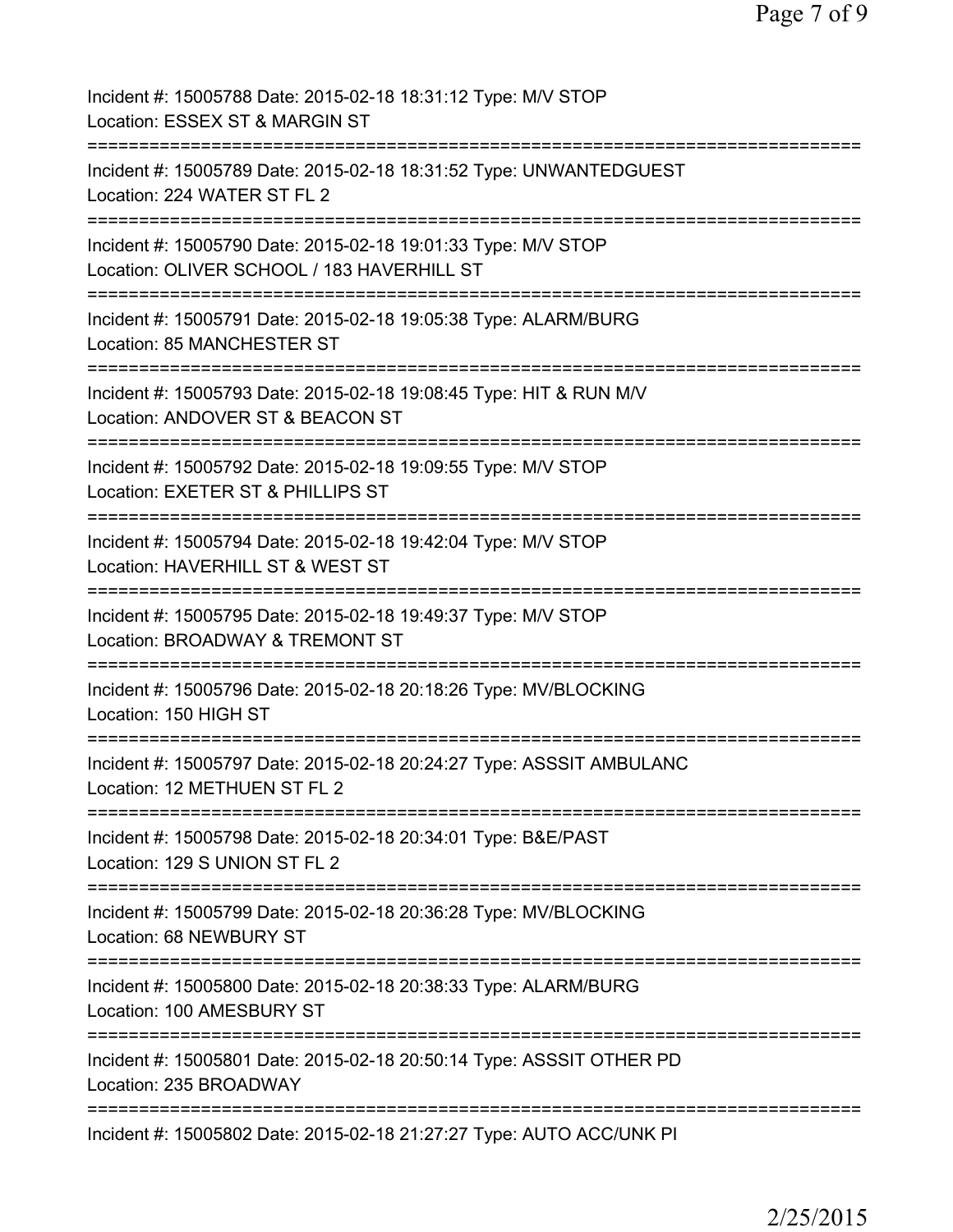Incident #: 15005788 Date: 2015-02-18 18:31:12 Type: M/V STOP
Location: ESSEX ST & MARGIN ST

===========================================================================

Incident #: 15005789 Date: 2015-02-18 18:31:52 Type: UNWANTEDGUEST
Location: 224 WATER ST FL 2

===========================================================================

Incident #: 15005790 Date: 2015-02-18 19:01:33 Type: M/V STOP
Location: OLIVER SCHOOL / 183 HAVERHILL ST

===========================================================================

Incident #: 15005791 Date: 2015-02-18 19:05:38 Type: ALARM/BURG
Location: 85 MANCHESTER ST

===========================================================================

Incident #: 15005793 Date: 2015-02-18 19:08:45 Type: HIT & RUN M/V
Location: ANDOVER ST & BEACON ST

===========================================================================

Incident #: 15005792 Date: 2015-02-18 19:09:55 Type: M/V STOP
Location: EXETER ST & PHILLIPS ST

===========================================================================

Incident #: 15005794 Date: 2015-02-18 19:42:04 Type: M/V STOP
Location: HAVERHILL ST & WEST ST

===========================================================================

Incident #: 15005795 Date: 2015-02-18 19:49:37 Type: M/V STOP
Location: BROADWAY & TREMONT ST

===========================================================================

Incident #: 15005796 Date: 2015-02-18 20:18:26 Type: MV/BLOCKING
Location: 150 HIGH ST

===========================================================================

Incident #: 15005797 Date: 2015-02-18 20:24:27 Type: ASSSIT AMBULANC
Location: 12 METHUEN ST FL 2

===========================================================================

Incident #: 15005798 Date: 2015-02-18 20:34:01 Type: B&E/PAST
Location: 129 S UNION ST FL 2

===========================================================================

Incident #: 15005799 Date: 2015-02-18 20:36:28 Type: MV/BLOCKING
Location: 68 NEWBURY ST

===========================================================================

Incident #: 15005800 Date: 2015-02-18 20:38:33 Type: ALARM/BURG
Location: 100 AMESBURY ST

===========================================================================

Incident #: 15005801 Date: 2015-02-18 20:50:14 Type: ASSSIT OTHER PD
Location: 235 BROADWAY

===========================================================================

Incident #: 15005802 Date: 2015-02-18 21:27:27 Type: AUTO ACC/UNK PI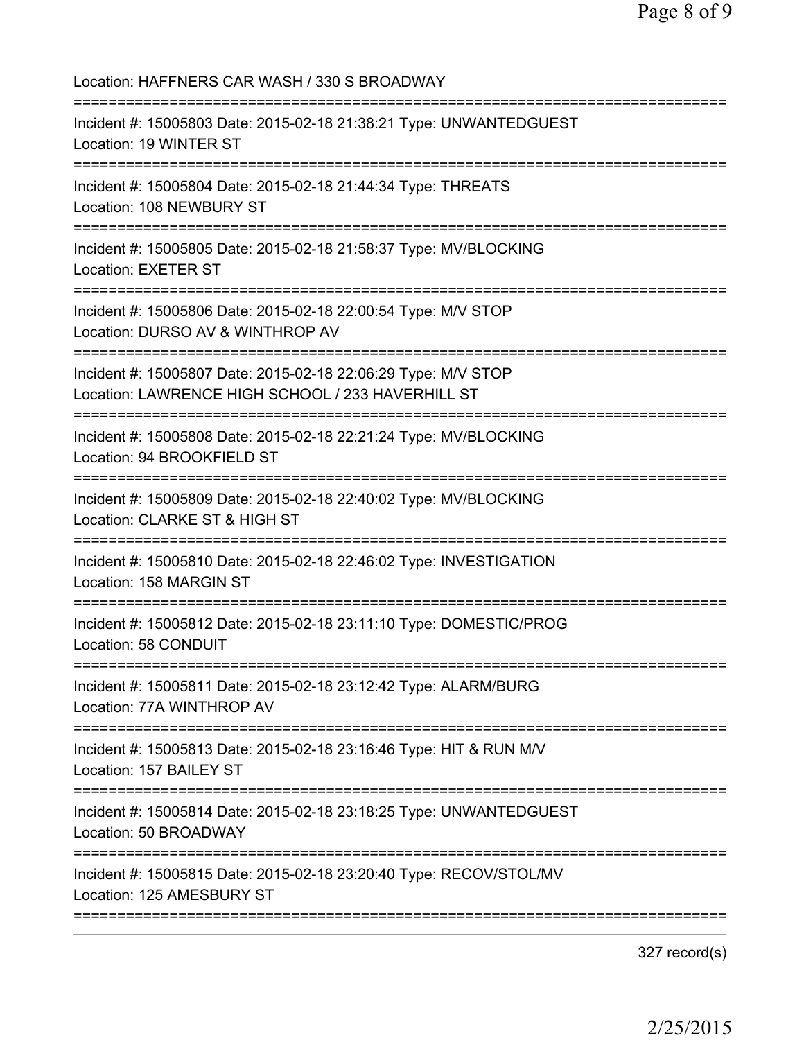Location: HAFFNERS CAR WASH / 330 S BROADWAY

===========================================================================

Incident #: 15005803 Date: 2015-02-18 21:38:21 Type: UNWANTEDGUEST
Location: 19 WINTER ST

===========================================================================

Incident #: 15005804 Date: 2015-02-18 21:44:34 Type: THREATS
Location: 108 NEWBURY ST

===========================================================================

Incident #: 15005805 Date: 2015-02-18 21:58:37 Type: MV/BLOCKING
Location: EXETER ST

===========================================================================

Incident #: 15005806 Date: 2015-02-18 22:00:54 Type: M/V STOP
Location: DURSO AV & WINTHROP AV

===========================================================================

Incident #: 15005807 Date: 2015-02-18 22:06:29 Type: M/V STOP
Location: LAWRENCE HIGH SCHOOL / 233 HAVERHILL ST

===========================================================================

Incident #: 15005808 Date: 2015-02-18 22:21:24 Type: MV/BLOCKING
Location: 94 BROOKFIELD ST

===========================================================================

Incident #: 15005809 Date: 2015-02-18 22:40:02 Type: MV/BLOCKING
Location: CLARKE ST & HIGH ST

===========================================================================

Incident #: 15005810 Date: 2015-02-18 22:46:02 Type: INVESTIGATION
Location: 158 MARGIN ST

===========================================================================

Incident #: 15005812 Date: 2015-02-18 23:11:10 Type: DOMESTIC/PROG
Location: 58 CONDUIT

===========================================================================

Incident #: 15005811 Date: 2015-02-18 23:12:42 Type: ALARM/BURG
Location: 77A WINTHROP AV

===========================================================================

Incident #: 15005813 Date: 2015-02-18 23:16:46 Type: HIT & RUN M/V
Location: 157 BAILEY ST

===========================================================================

Incident #: 15005814 Date: 2015-02-18 23:18:25 Type: UNWANTEDGUEST
Location: 50 BROADWAY

===========================================================================

Incident #: 15005815 Date: 2015-02-18 23:20:40 Type: RECOV/STOL/MV
Location: 125 AMESBURY ST

===========================================================================

327 record(s)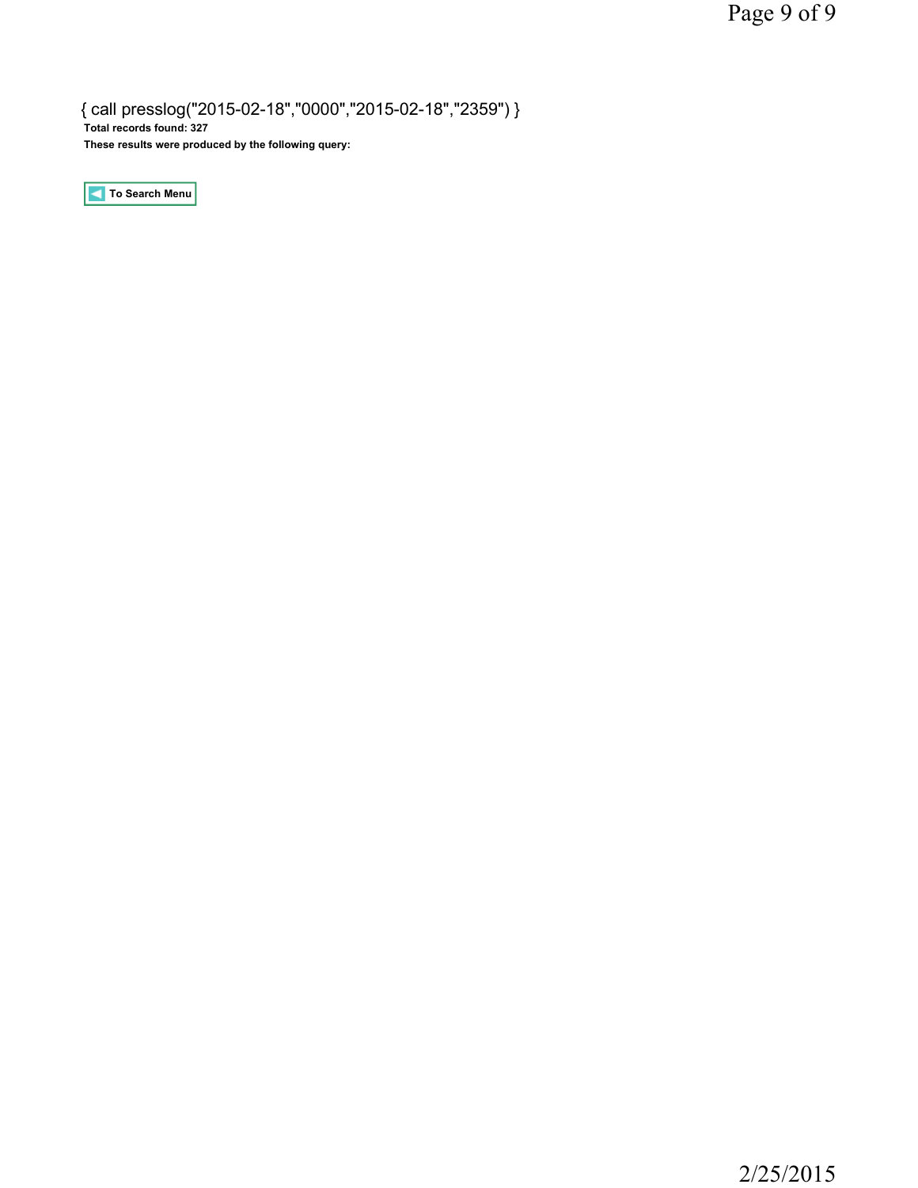```
{ call presslog("2015-02-18","0000","2015-02-18","2359") }
```

**Total records found: 327**

**These results were produced by the following query:**

**To Search Menu**